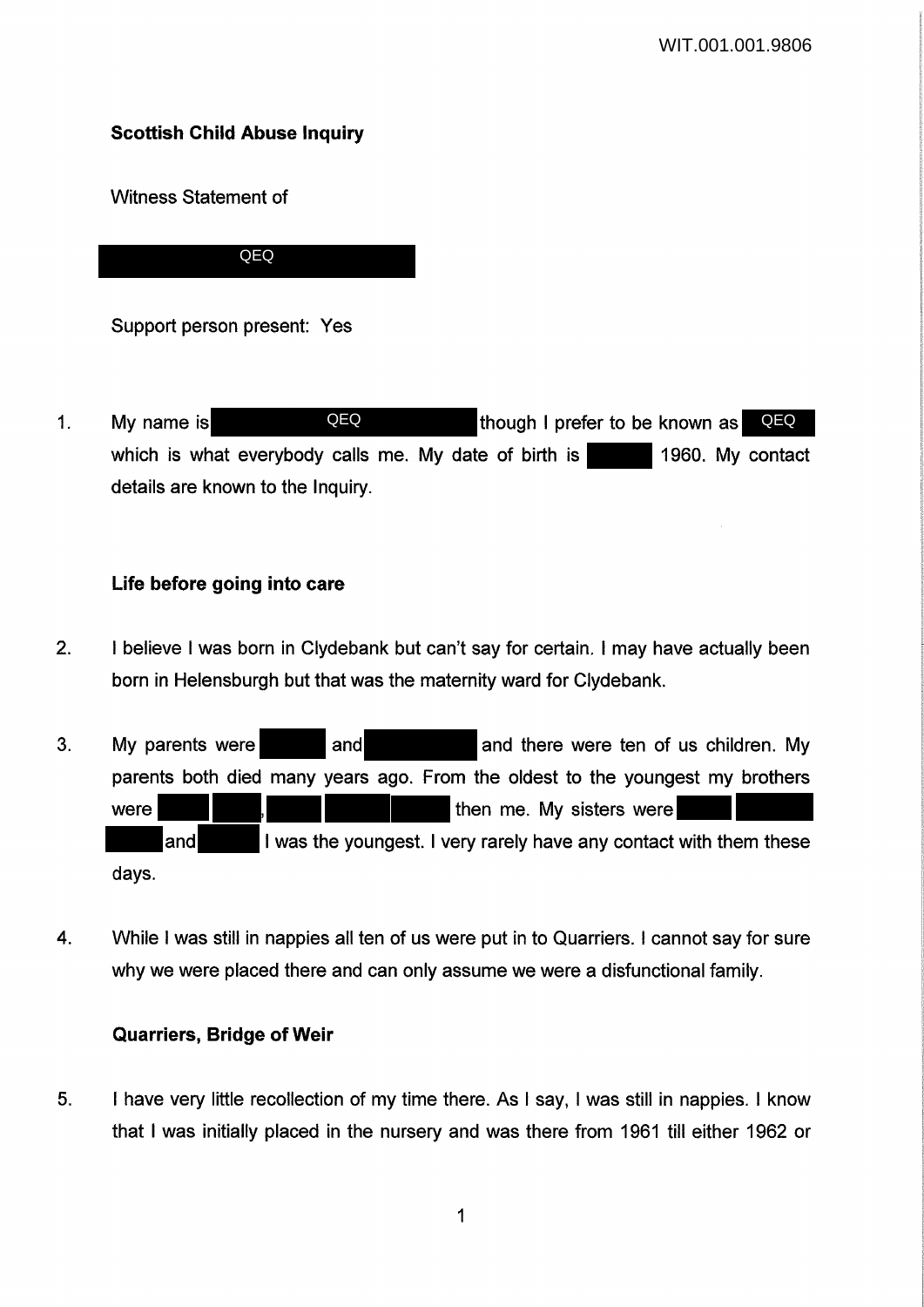# Scottish Child Abuse Inquiry

Witness Statement of

QEQ

Support person present: Yes

1. My name is QEQ though I prefer to be known as QEQ which is what everybody calls me. My date of birth is [redacted] 1960. My contact details are known to the Inquiry.

## Life before going into care

2. I believe I was born in Clydebank but can't say for certain. I may have actually been born in Helensburgh but that was the maternity ward for Clydebank.

3. My parents were [redacted] and [redacted] and there were ten of us children. My parents both died many years ago. From the oldest to the youngest my brothers were [redacted] [redacted], [redacted] [redacted] [redacted] then me. My sisters were [redacted] [redacted] [redacted] and [redacted] I was the youngest. I very rarely have any contact with them these days.

4. While I was still in nappies all ten of us were put in to Quarriers. I cannot say for sure why we were placed there and can only assume we were a disfunctional family.

## Quarriers, Bridge of Weir

5. I have very little recollection of my time there. As I say, I was still in nappies. I know that I was initially placed in the nursery and was there from 1961 till either 1962 or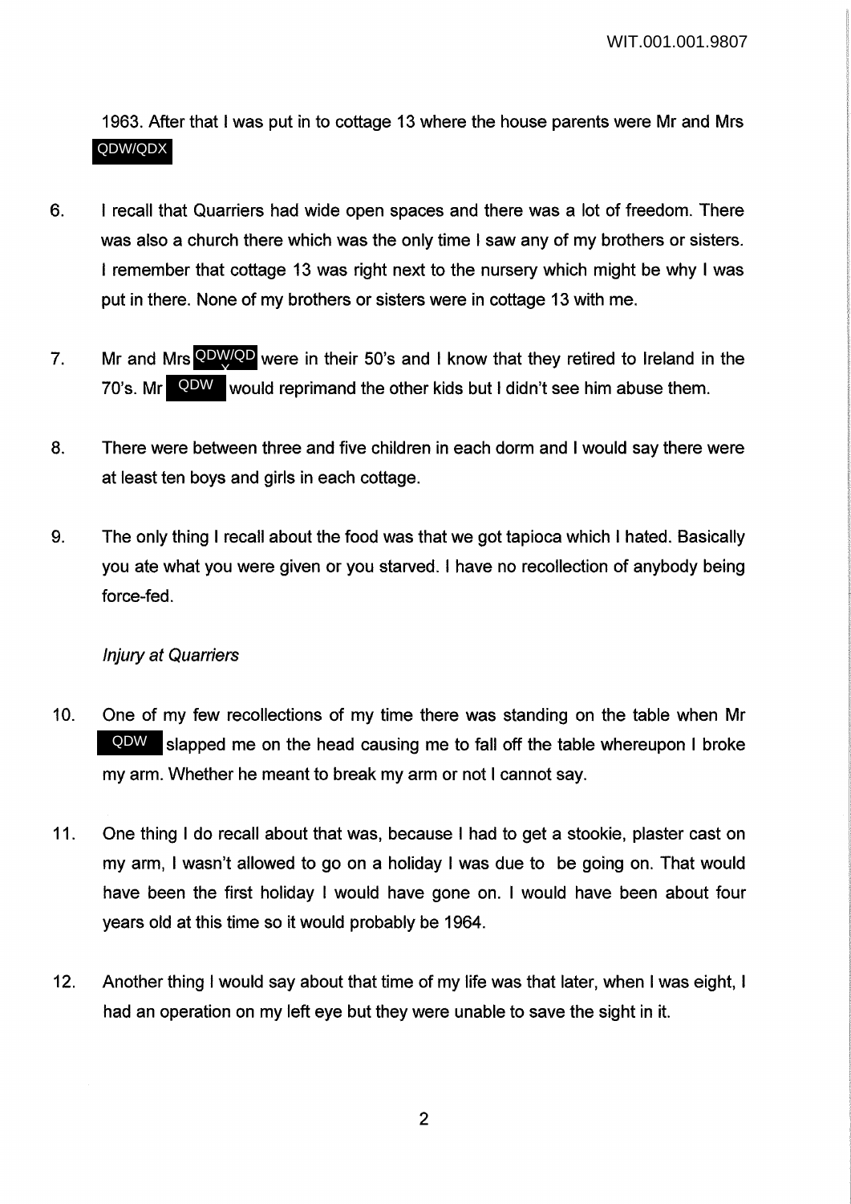1963. After that I was put in to cottage 13 where the house parents were Mr and Mrs QDW/QDX

6. I recall that Quarriers had wide open spaces and there was a lot of freedom. There was also a church there which was the only time I saw any of my brothers or sisters. I remember that cottage 13 was right next to the nursery which might be why I was put in there. None of my brothers or sisters were in cottage 13 with me.

7. Mr and Mrs QDW/QDX were in their 50's and I know that they retired to Ireland in the 70's. Mr QDW would reprimand the other kids but I didn't see him abuse them.

8. There were between three and five children in each dorm and I would say there were at least ten boys and girls in each cottage.

9. The only thing I recall about the food was that we got tapioca which I hated. Basically you ate what you were given or you starved. I have no recollection of anybody being force-fed.

*Injury at Quarriers*

10. One of my few recollections of my time there was standing on the table when Mr QDW slapped me on the head causing me to fall off the table whereupon I broke my arm. Whether he meant to break my arm or not I cannot say.

11. One thing I do recall about that was, because I had to get a stookie, plaster cast on my arm, I wasn't allowed to go on a holiday I was due to be going on. That would have been the first holiday I would have gone on. I would have been about four years old at this time so it would probably be 1964.

12. Another thing I would say about that time of my life was that later, when I was eight, I had an operation on my left eye but they were unable to save the sight in it.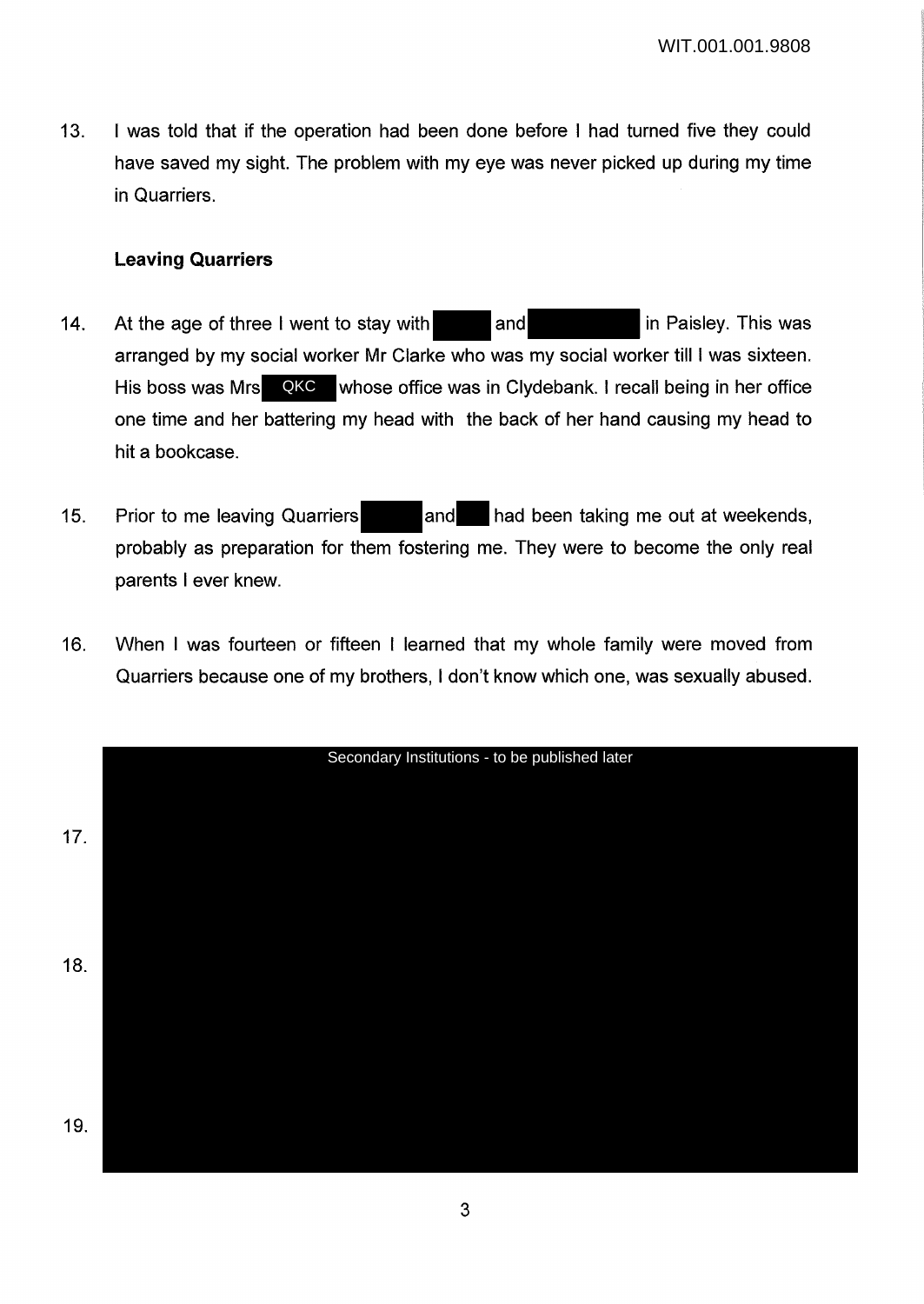13. I was told that if the operation had been done before I had turned five they could have saved my sight. The problem with my eye was never picked up during my time in Quarriers.

**Leaving Quarriers**

14. At the age of three I went to stay with [redacted] and [redacted] in Paisley. This was arranged by my social worker Mr Clarke who was my social worker till I was sixteen. His boss was Mrs QKC whose office was in Clydebank. I recall being in her office one time and her battering my head with the back of her hand causing my head to hit a bookcase.

15. Prior to me leaving Quarriers [redacted] and [redacted] had been taking me out at weekends, probably as preparation for them fostering me. They were to become the only real parents I ever knew.

16. When I was fourteen or fifteen I learned that my whole family were moved from Quarriers because one of my brothers, I don't know which one, was sexually abused.

Secondary Institutions - to be published later

17. [redacted]

18. [redacted]

19. [redacted]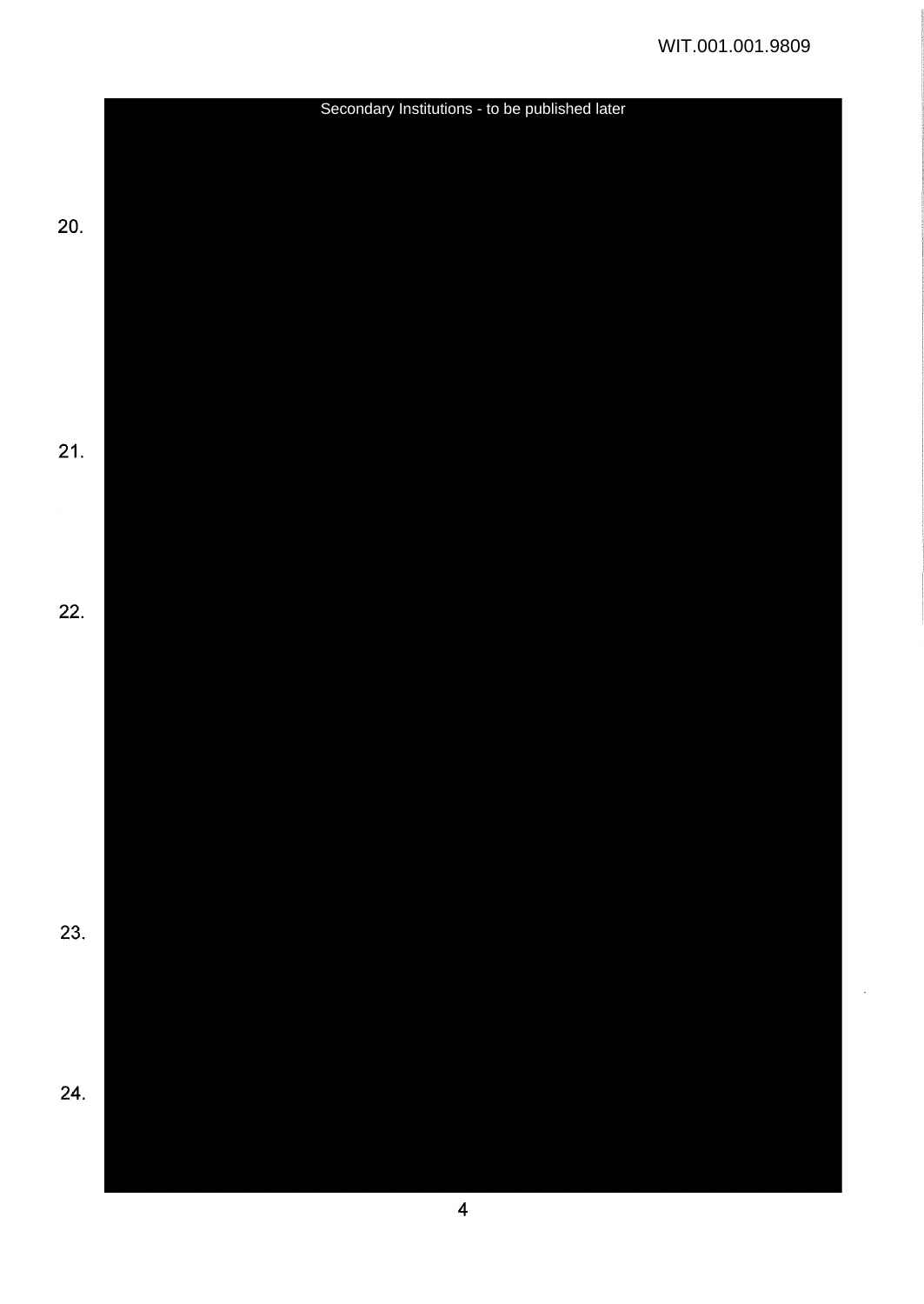Secondary Institutions - to be published later

20.

21.

22.

23.

24.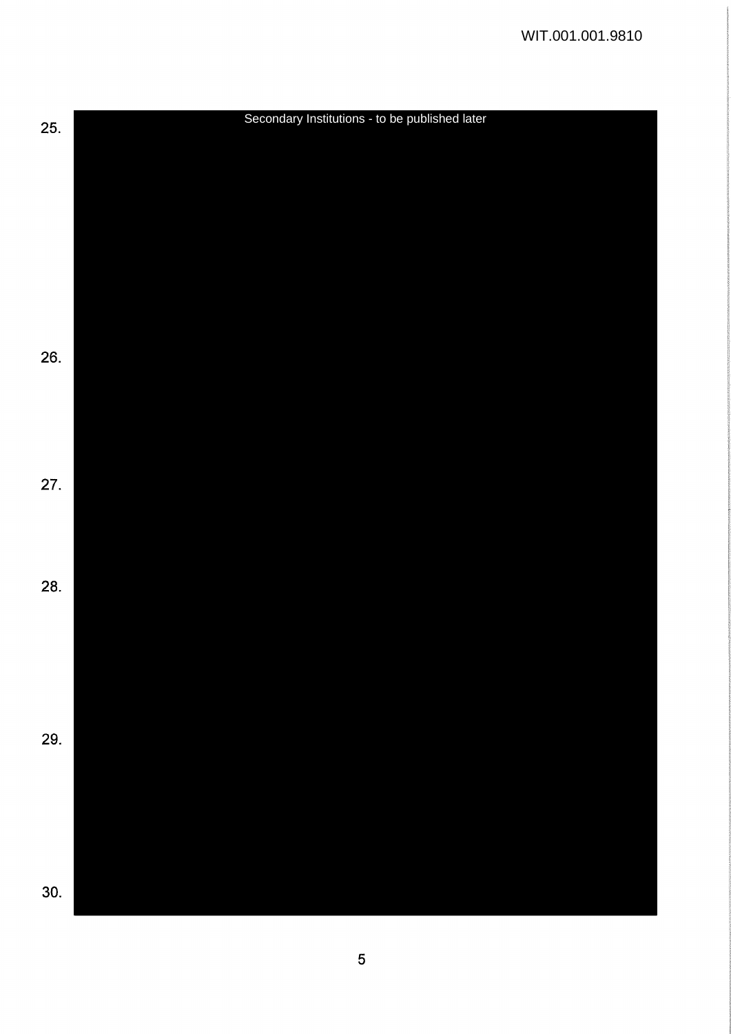25. Secondary Institutions - to be published later

26.

27.

28.

29.

30.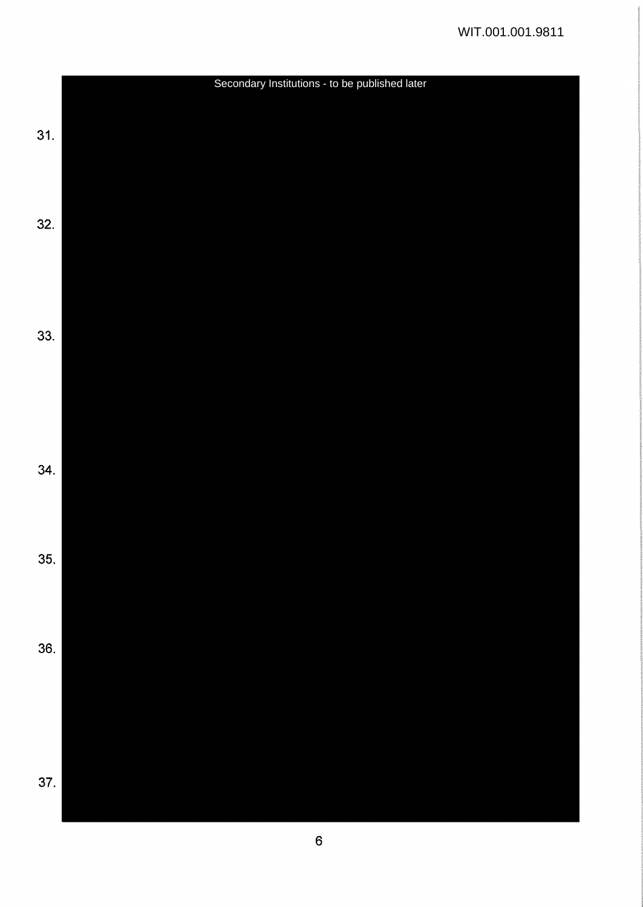Secondary Institutions - to be published later

31.

32.

33.

34.

35.

36.

37.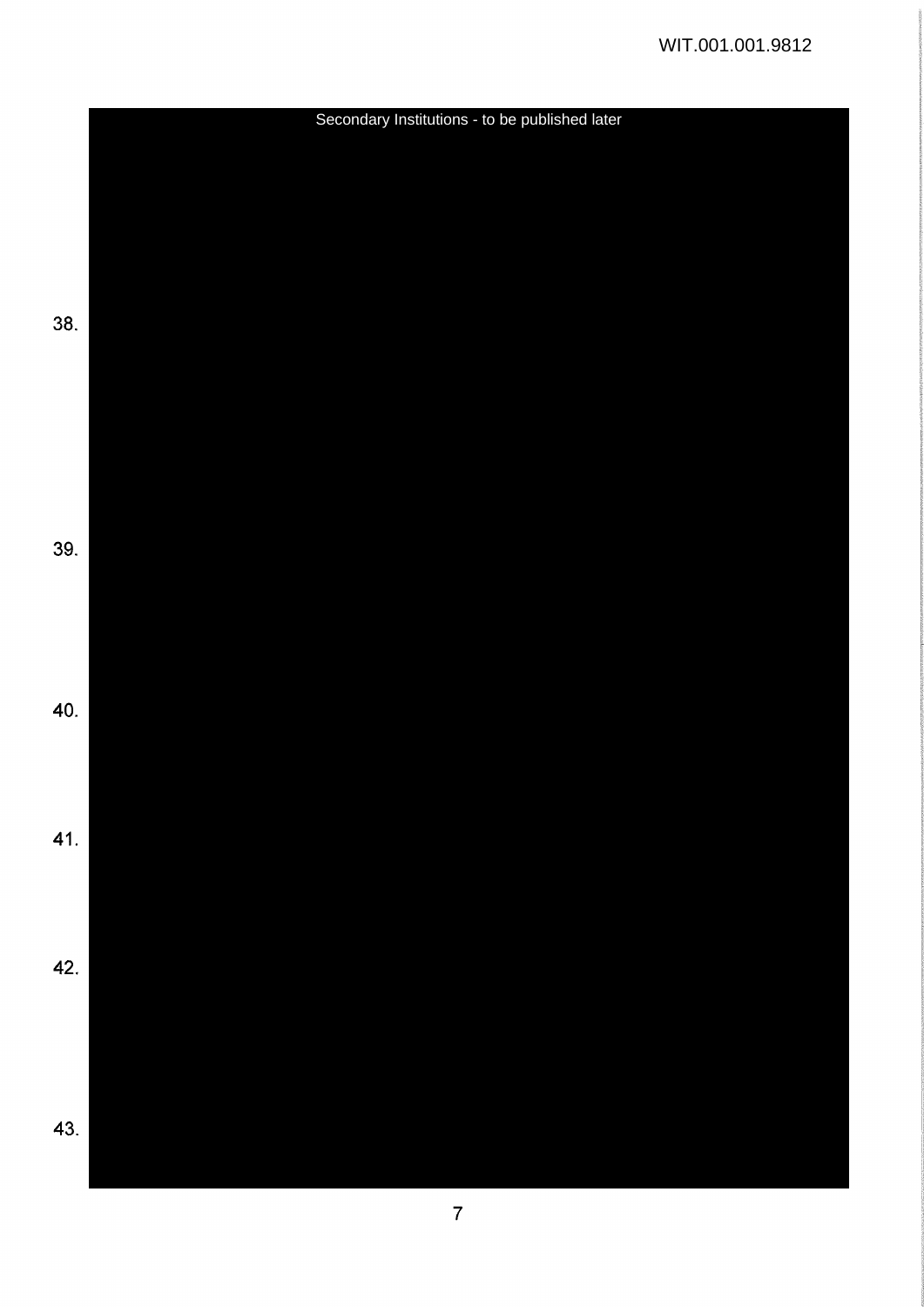Secondary Institutions - to be published later

38.

39.

40.

41.

42.

43.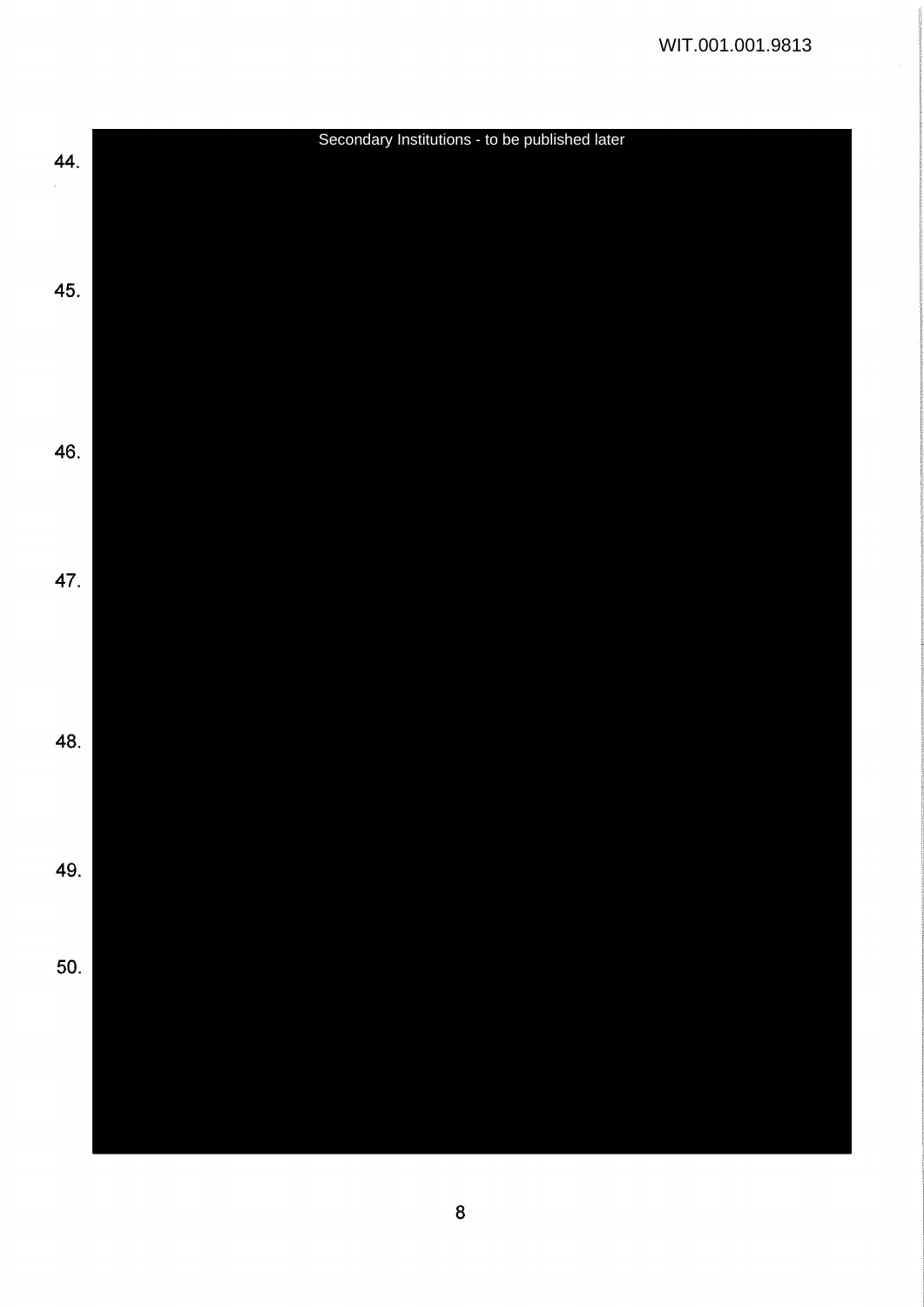Secondary Institutions - to be published later

44.

45.

46.

47.

48.

49.

50.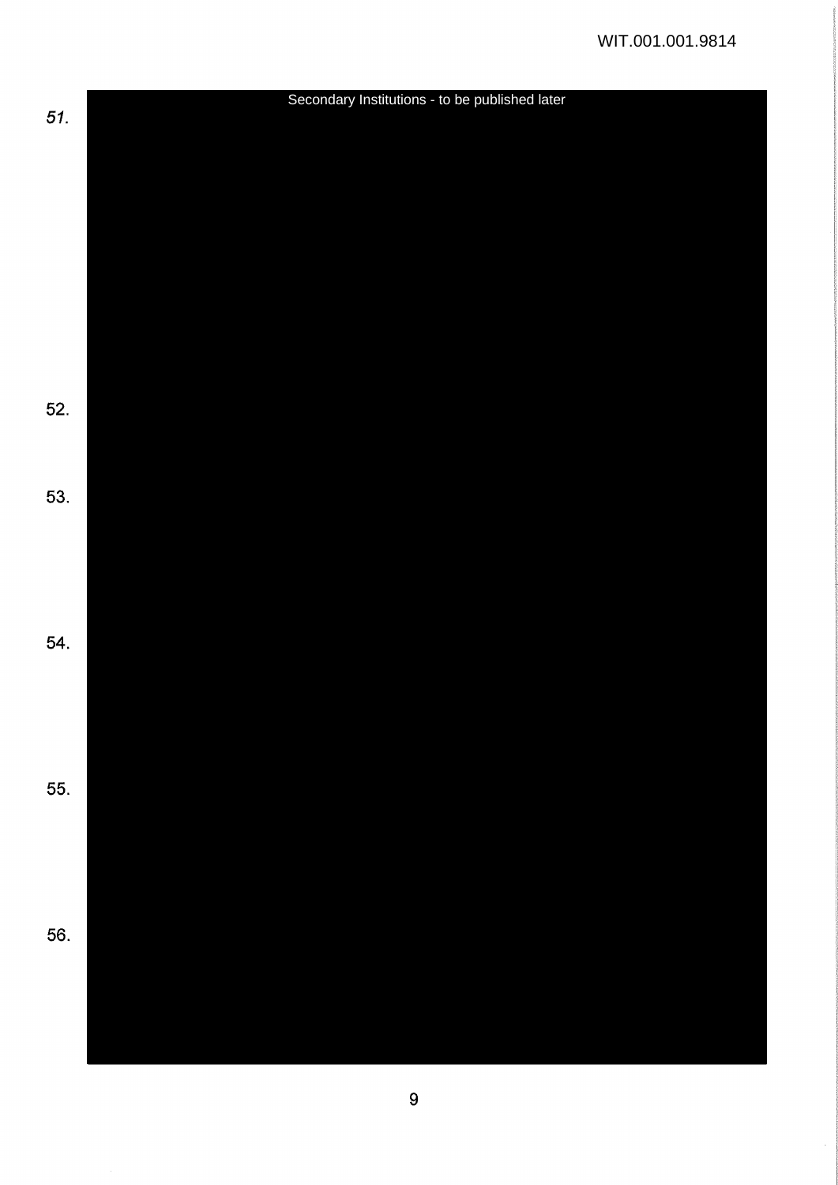51.

Secondary Institutions - to be published later

52.

53.

54.

55.

56.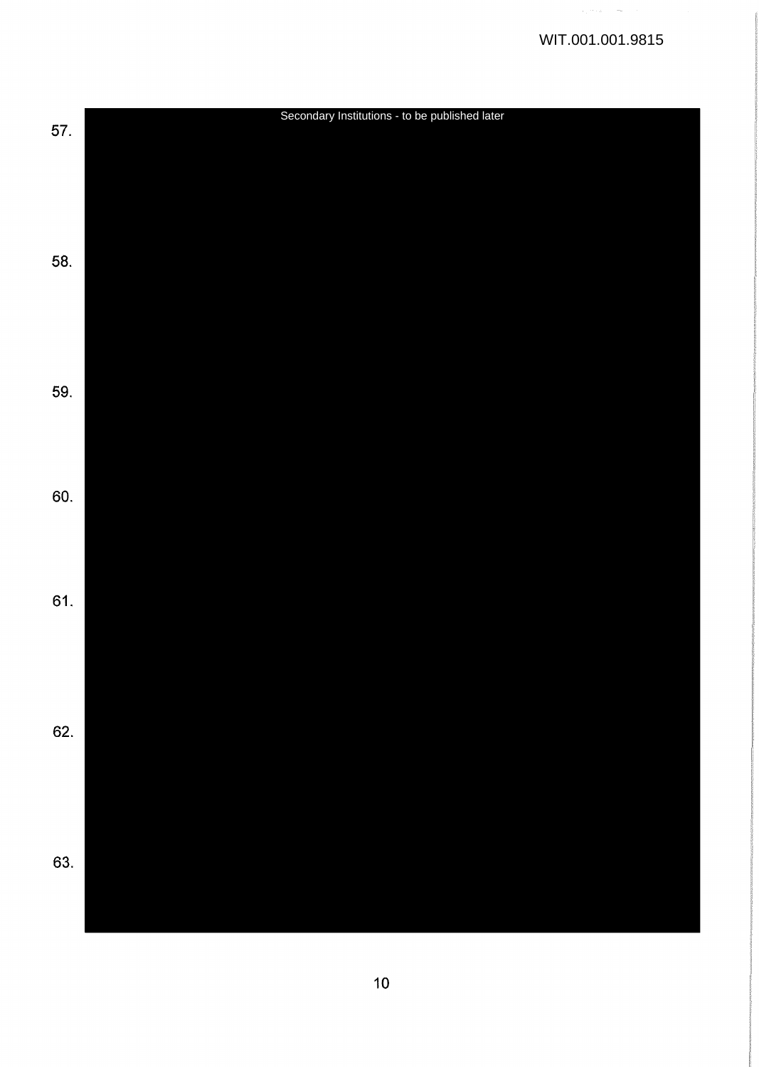57.

Secondary Institutions - to be published later

58.

59.

60.

61.

62.

63.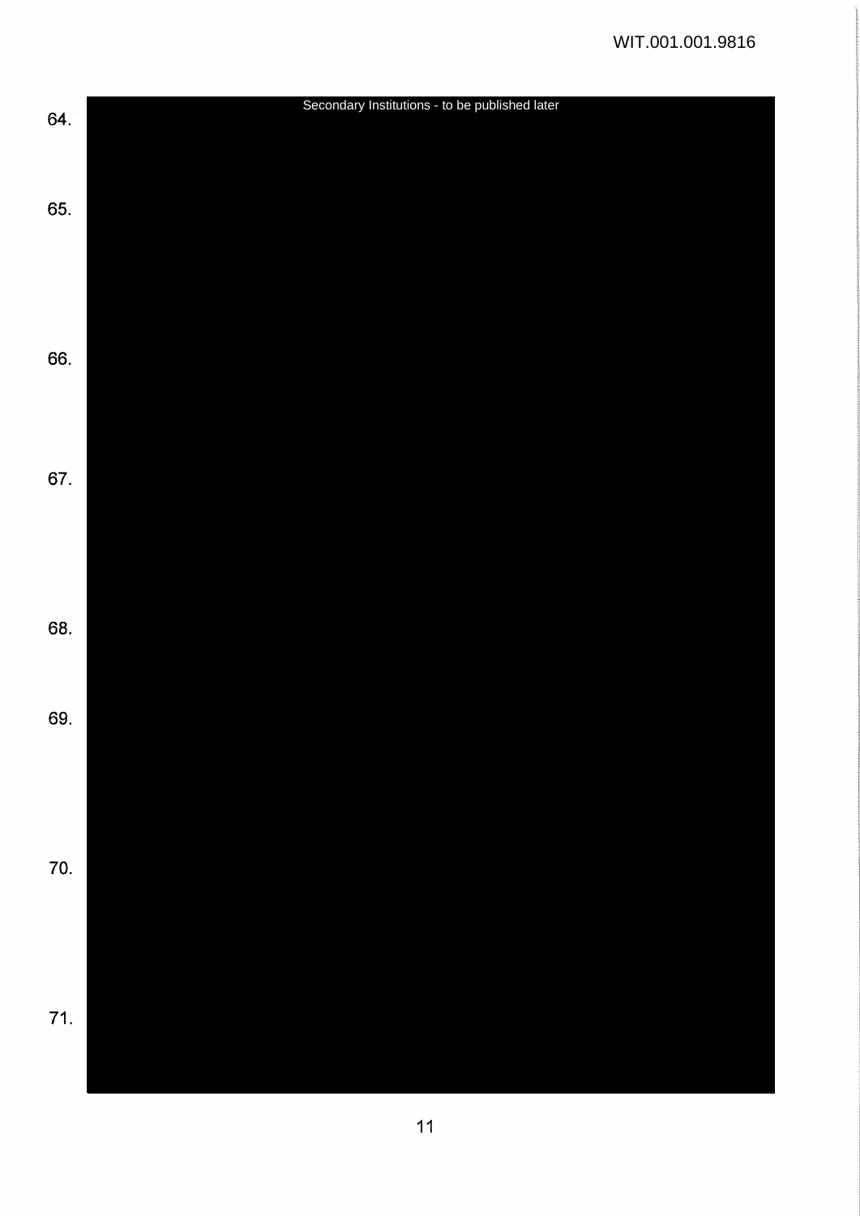Secondary Institutions - to be published later

64.

65.

66.

67.

68.

69.

70.

71.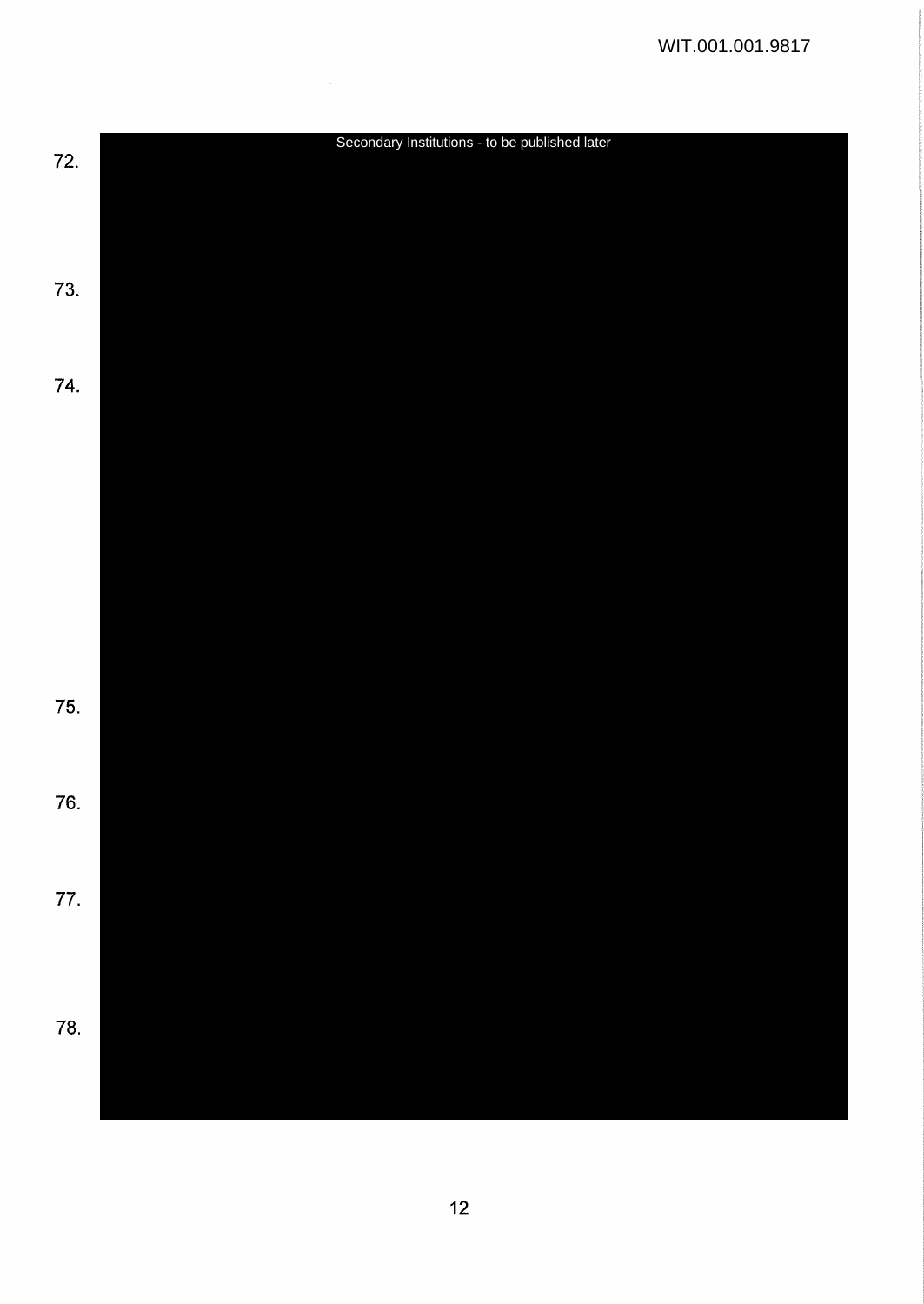Secondary Institutions - to be published later

72.

73.

74.

75.

76.

77.

78.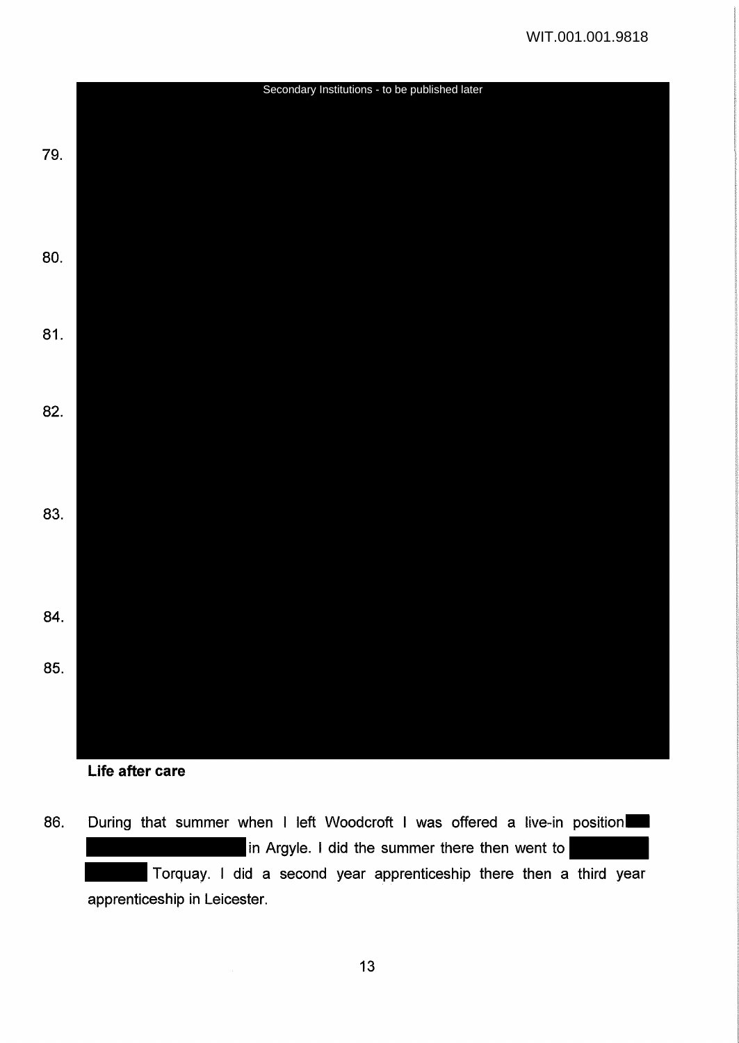Secondary Institutions - to be published later

79.

80.

81.

82.

83.

84.

85.

**Life after care**

86. During that summer when I left Woodcroft I was offered a live-in position in Argyle. I did the summer there then went to Torquay. I did a second year apprenticeship there then a third year apprenticeship in Leicester.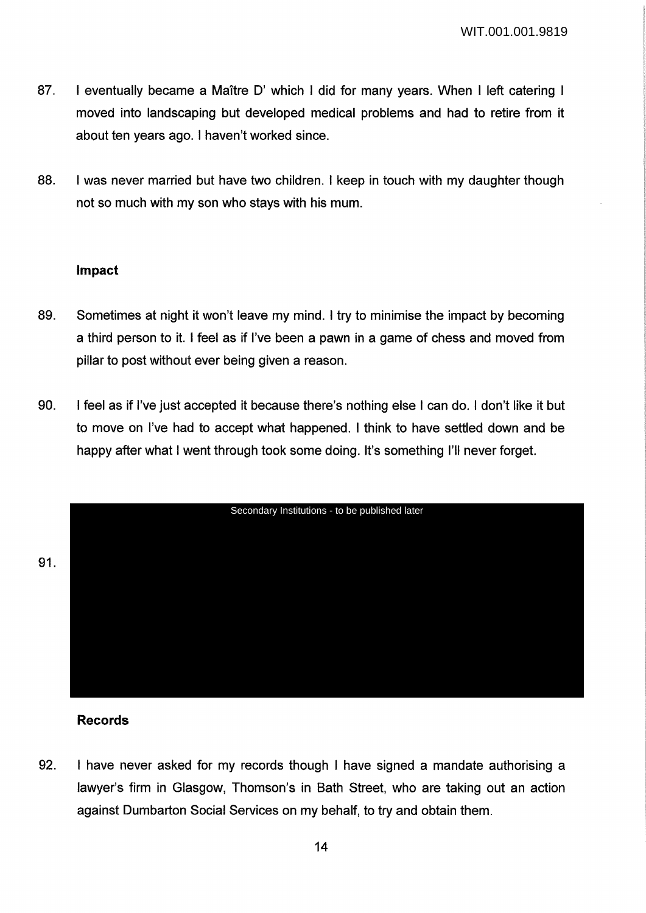87. I eventually became a Maître D' which I did for many years. When I left catering I moved into landscaping but developed medical problems and had to retire from it about ten years ago. I haven't worked since.

88. I was never married but have two children. I keep in touch with my daughter though not so much with my son who stays with his mum.

### Impact

89. Sometimes at night it won't leave my mind. I try to minimise the impact by becoming a third person to it. I feel as if I've been a pawn in a game of chess and moved from pillar to post without ever being given a reason.

90. I feel as if I've just accepted it because there's nothing else I can do. I don't like it but to move on I've had to accept what happened. I think to have settled down and be happy after what I went through took some doing. It's something I'll never forget.

91. Secondary Institutions - to be published later

### Records

92. I have never asked for my records though I have signed a mandate authorising a lawyer's firm in Glasgow, Thomson's in Bath Street, who are taking out an action against Dumbarton Social Services on my behalf, to try and obtain them.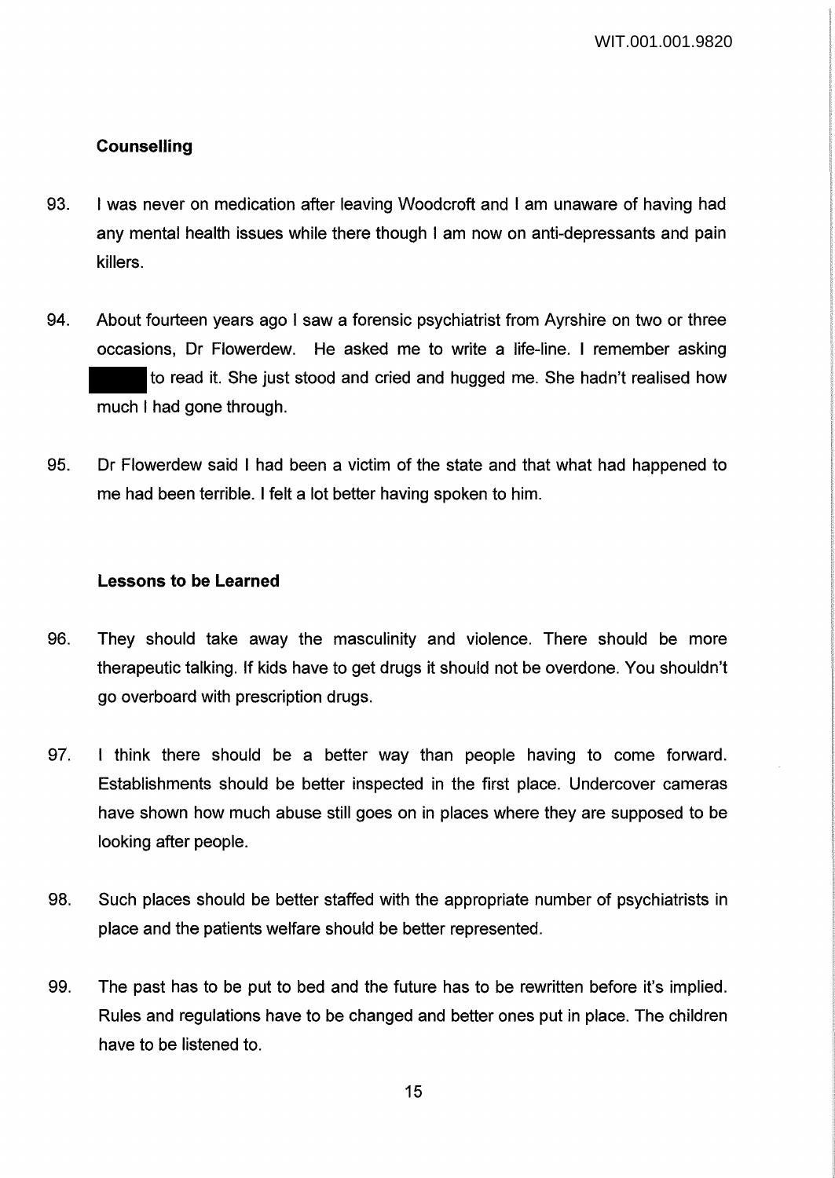### Counselling

93. I was never on medication after leaving Woodcroft and I am unaware of having had any mental health issues while there though I am now on anti-depressants and pain killers.

94. About fourteen years ago I saw a forensic psychiatrist from Ayrshire on two or three occasions, Dr Flowerdew. He asked me to write a life-line. I remember asking ████ to read it. She just stood and cried and hugged me. She hadn't realised how much I had gone through.

95. Dr Flowerdew said I had been a victim of the state and that what had happened to me had been terrible. I felt a lot better having spoken to him.

### Lessons to be Learned

96. They should take away the masculinity and violence. There should be more therapeutic talking. If kids have to get drugs it should not be overdone. You shouldn't go overboard with prescription drugs.

97. I think there should be a better way than people having to come forward. Establishments should be better inspected in the first place. Undercover cameras have shown how much abuse still goes on in places where they are supposed to be looking after people.

98. Such places should be better staffed with the appropriate number of psychiatrists in place and the patients welfare should be better represented.

99. The past has to be put to bed and the future has to be rewritten before it's implied. Rules and regulations have to be changed and better ones put in place. The children have to be listened to.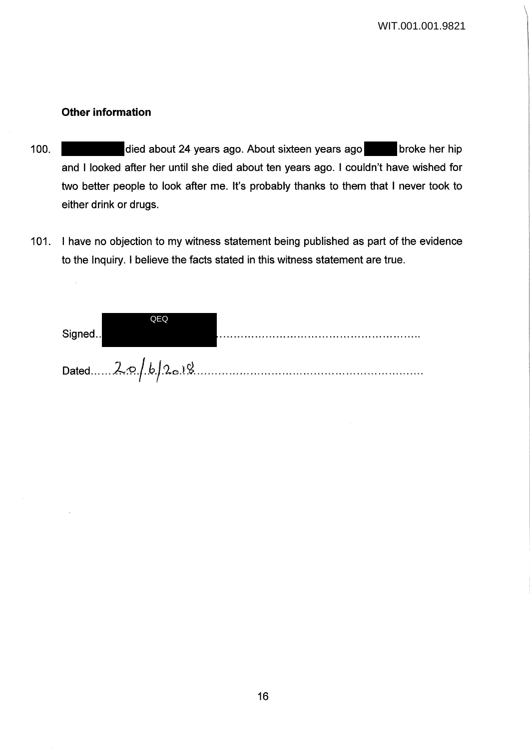**Other information**

100. [redacted] died about 24 years ago. About sixteen years ago [redacted] broke her hip and I looked after her until she died about ten years ago. I couldn't have wished for two better people to look after me. It's probably thanks to them that I never took to either drink or drugs.

101. I have no objection to my witness statement being published as part of the evidence to the Inquiry. I believe the facts stated in this witness statement are true.

Signed.. QEQ ..........................................................

Dated...... 20/6/2018 ..........................................................